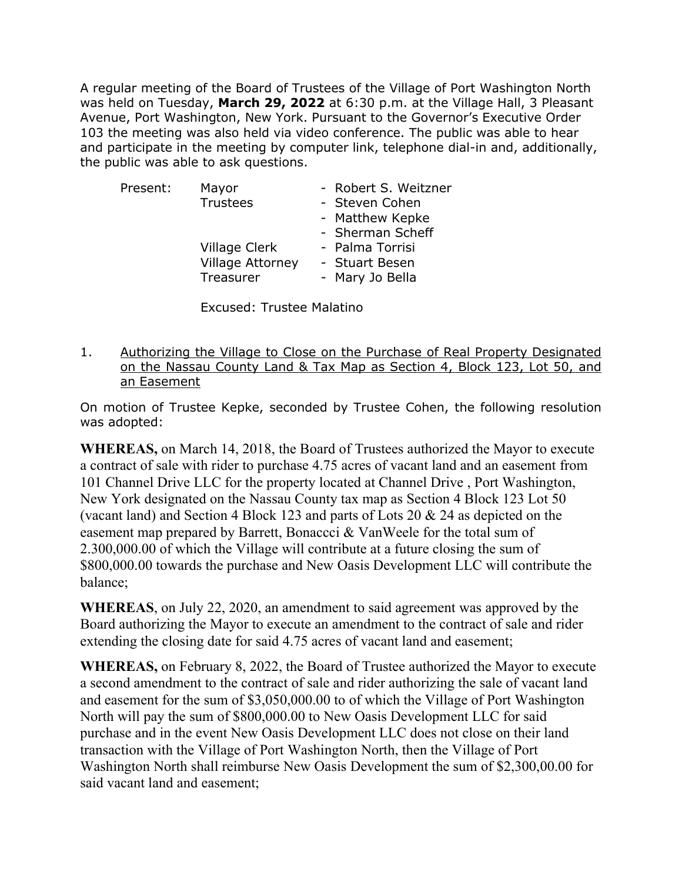A regular meeting of the Board of Trustees of the Village of Port Washington North was held on Tuesday, **March 29, 2022** at 6:30 p.m. at the Village Hall, 3 Pleasant Avenue, Port Washington, New York. Pursuant to the Governor's Executive Order 103 the meeting was also held via video conference. The public was able to hear and participate in the meeting by computer link, telephone dial-in and, additionally, the public was able to ask questions.

| Present: | Mayor | - Robert S. Weitzner |
|---|---|---|
| | Trustees | - Steven Cohen |
| | | - Matthew Kepke |
| | | - Sherman Scheff |
| | Village Clerk | - Palma Torrisi |
| | Village Attorney | - Stuart Besen |
| | Treasurer | - Mary Jo Bella |

Excused: Trustee Malatino

1. Authorizing the Village to Close on the Purchase of Real Property Designated on the Nassau County Land & Tax Map as Section 4, Block 123, Lot 50, and an Easement

On motion of Trustee Kepke, seconded by Trustee Cohen, the following resolution was adopted:

**WHEREAS,** on March 14, 2018, the Board of Trustees authorized the Mayor to execute a contract of sale with rider to purchase 4.75 acres of vacant land and an easement from 101 Channel Drive LLC for the property located at Channel Drive , Port Washington, New York designated on the Nassau County tax map as Section 4 Block 123 Lot 50 (vacant land) and Section 4 Block 123 and parts of Lots 20 & 24 as depicted on the easement map prepared by Barrett, Bonaccci & VanWeele for the total sum of 2.300,000.00 of which the Village will contribute at a future closing the sum of $800,000.00 towards the purchase and New Oasis Development LLC will contribute the balance;

**WHEREAS**, on July 22, 2020, an amendment to said agreement was approved by the Board authorizing the Mayor to execute an amendment to the contract of sale and rider extending the closing date for said 4.75 acres of vacant land and easement;

**WHEREAS,** on February 8, 2022, the Board of Trustee authorized the Mayor to execute a second amendment to the contract of sale and rider authorizing the sale of vacant land and easement for the sum of $3,050,000.00 to of which the Village of Port Washington North will pay the sum of $800,000.00 to New Oasis Development LLC for said purchase and in the event New Oasis Development LLC does not close on their land transaction with the Village of Port Washington North, then the Village of Port Washington North shall reimburse New Oasis Development the sum of $2,300,00.00 for said vacant land and easement;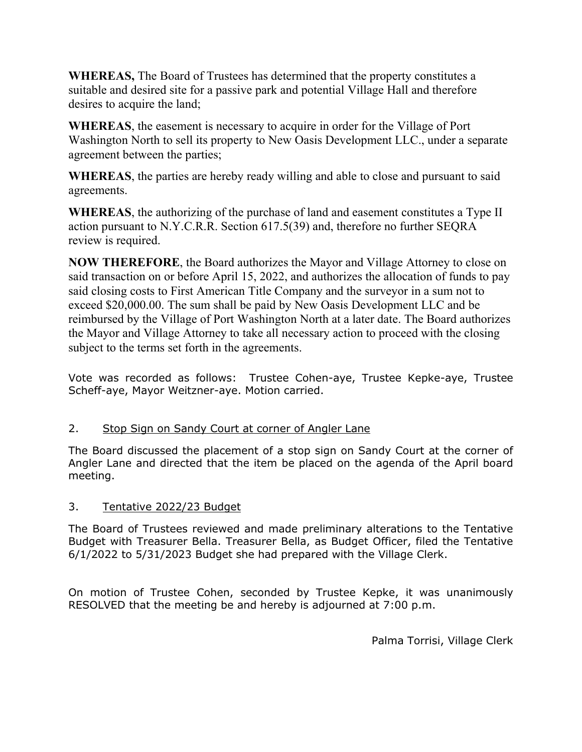**WHEREAS,** The Board of Trustees has determined that the property constitutes a suitable and desired site for a passive park and potential Village Hall and therefore desires to acquire the land;

**WHEREAS**, the easement is necessary to acquire in order for the Village of Port Washington North to sell its property to New Oasis Development LLC., under a separate agreement between the parties;

**WHEREAS**, the parties are hereby ready willing and able to close and pursuant to said agreements.

**WHEREAS**, the authorizing of the purchase of land and easement constitutes a Type II action pursuant to N.Y.C.R.R. Section 617.5(39) and, therefore no further SEQRA review is required.

**NOW THEREFORE**, the Board authorizes the Mayor and Village Attorney to close on said transaction on or before April 15, 2022, and authorizes the allocation of funds to pay said closing costs to First American Title Company and the surveyor in a sum not to exceed $20,000.00. The sum shall be paid by New Oasis Development LLC and be reimbursed by the Village of Port Washington North at a later date. The Board authorizes the Mayor and Village Attorney to take all necessary action to proceed with the closing subject to the terms set forth in the agreements.

Vote was recorded as follows: Trustee Cohen-aye, Trustee Kepke-aye, Trustee Scheff-aye, Mayor Weitzner-aye. Motion carried.

2. Stop Sign on Sandy Court at corner of Angler Lane

The Board discussed the placement of a stop sign on Sandy Court at the corner of Angler Lane and directed that the item be placed on the agenda of the April board meeting.

3. Tentative 2022/23 Budget

The Board of Trustees reviewed and made preliminary alterations to the Tentative Budget with Treasurer Bella. Treasurer Bella, as Budget Officer, filed the Tentative 6/1/2022 to 5/31/2023 Budget she had prepared with the Village Clerk.

On motion of Trustee Cohen, seconded by Trustee Kepke, it was unanimously RESOLVED that the meeting be and hereby is adjourned at 7:00 p.m.

Palma Torrisi, Village Clerk